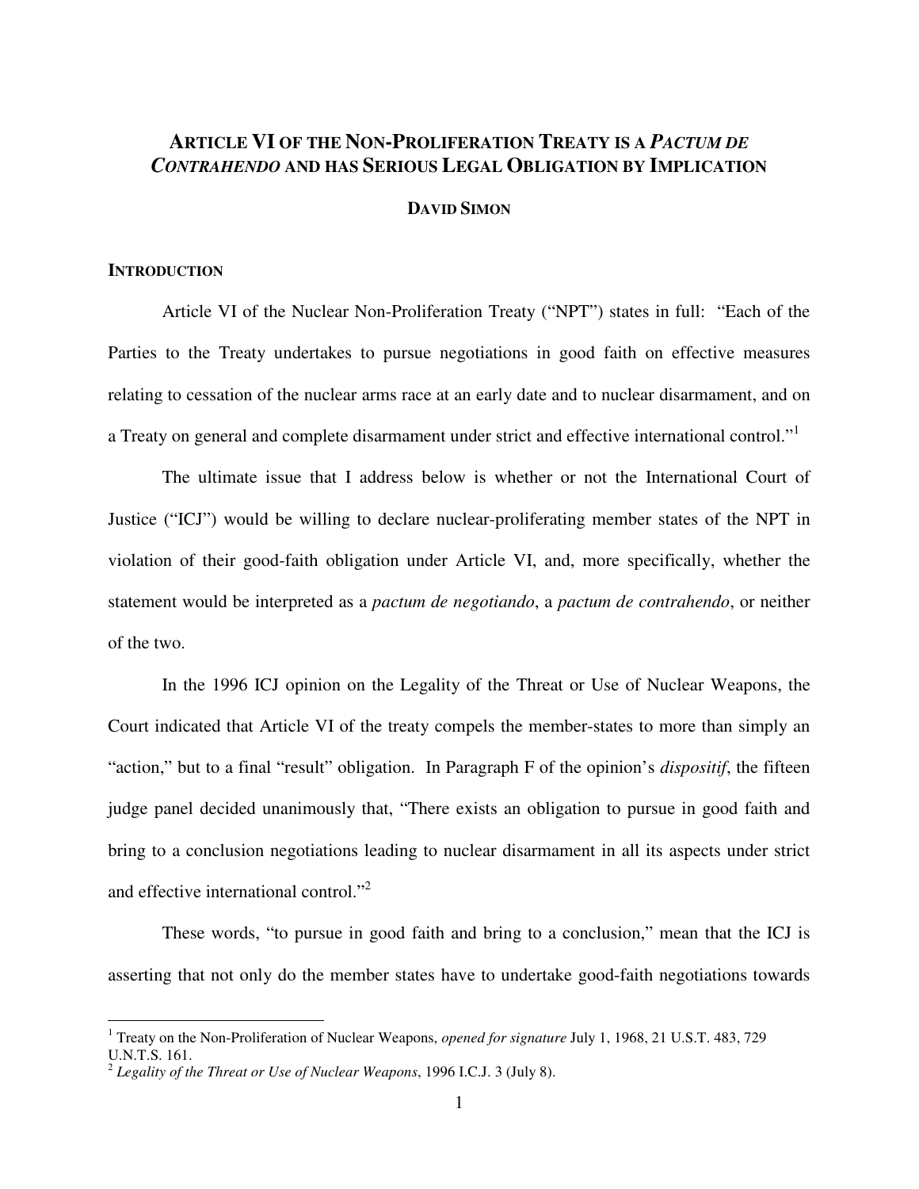# ARTICLE VI OF THE NON-PROLIFERATION TREATY IS A *PACTUM DE CONTRAHENDO* AND HAS SERIOUS LEGAL OBLIGATION BY IMPLICATION

**DAVID SIMON**

## INTRODUCTION

Article VI of the Nuclear Non-Proliferation Treaty ("NPT") states in full: "Each of the Parties to the Treaty undertakes to pursue negotiations in good faith on effective measures relating to cessation of the nuclear arms race at an early date and to nuclear disarmament, and on a Treaty on general and complete disarmament under strict and effective international control."[1]

The ultimate issue that I address below is whether or not the International Court of Justice ("ICJ") would be willing to declare nuclear-proliferating member states of the NPT in violation of their good-faith obligation under Article VI, and, more specifically, whether the statement would be interpreted as a *pactum de negotiando*, a *pactum de contrahendo*, or neither of the two.

In the 1996 ICJ opinion on the Legality of the Threat or Use of Nuclear Weapons, the Court indicated that Article VI of the treaty compels the member-states to more than simply an "action," but to a final "result" obligation. In Paragraph F of the opinion's *dispositif*, the fifteen judge panel decided unanimously that, "There exists an obligation to pursue in good faith and bring to a conclusion negotiations leading to nuclear disarmament in all its aspects under strict and effective international control."[2]

These words, "to pursue in good faith and bring to a conclusion," mean that the ICJ is asserting that not only do the member states have to undertake good-faith negotiations towards

---

[1] Treaty on the Non-Proliferation of Nuclear Weapons, *opened for signature* July 1, 1968, 21 U.S.T. 483, 729 U.N.T.S. 161.

[2] *Legality of the Threat or Use of Nuclear Weapons*, 1996 I.C.J. 3 (July 8).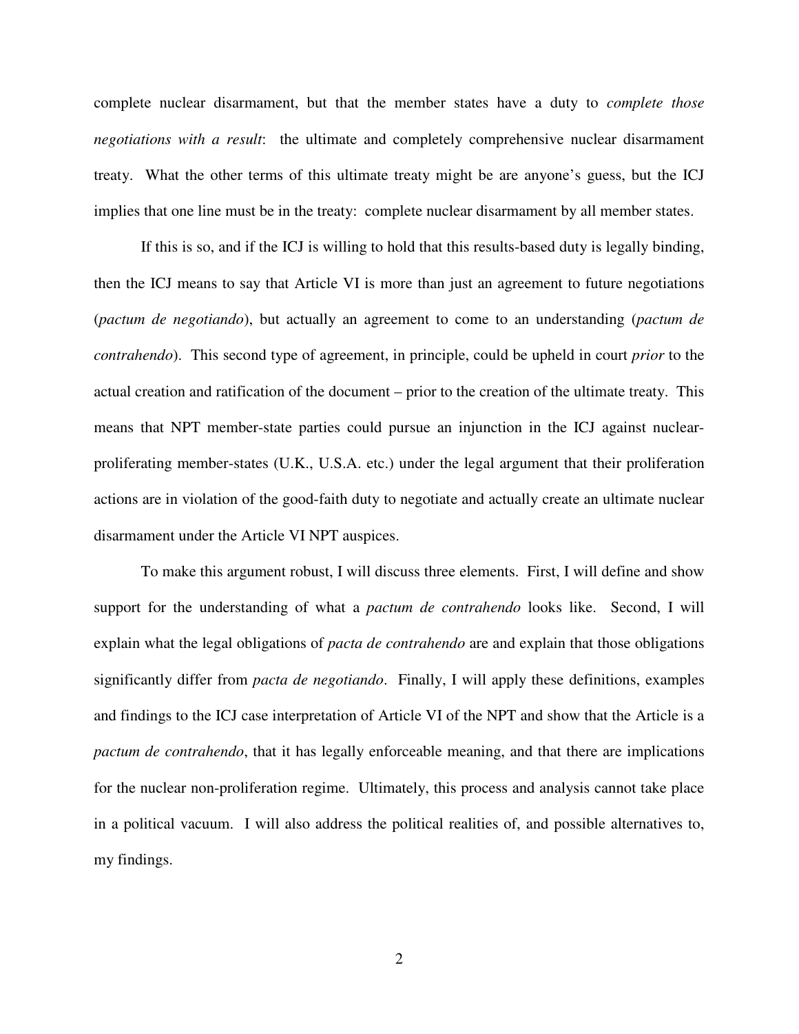complete nuclear disarmament, but that the member states have a duty to *complete those negotiations with a result*: the ultimate and completely comprehensive nuclear disarmament treaty. What the other terms of this ultimate treaty might be are anyone's guess, but the ICJ implies that one line must be in the treaty: complete nuclear disarmament by all member states.

If this is so, and if the ICJ is willing to hold that this results-based duty is legally binding, then the ICJ means to say that Article VI is more than just an agreement to future negotiations (*pactum de negotiando*), but actually an agreement to come to an understanding (*pactum de contrahendo*). This second type of agreement, in principle, could be upheld in court *prior* to the actual creation and ratification of the document – prior to the creation of the ultimate treaty. This means that NPT member-state parties could pursue an injunction in the ICJ against nuclear-proliferating member-states (U.K., U.S.A. etc.) under the legal argument that their proliferation actions are in violation of the good-faith duty to negotiate and actually create an ultimate nuclear disarmament under the Article VI NPT auspices.

To make this argument robust, I will discuss three elements. First, I will define and show support for the understanding of what a *pactum de contrahendo* looks like. Second, I will explain what the legal obligations of *pacta de contrahendo* are and explain that those obligations significantly differ from *pacta de negotiando*. Finally, I will apply these definitions, examples and findings to the ICJ case interpretation of Article VI of the NPT and show that the Article is a *pactum de contrahendo*, that it has legally enforceable meaning, and that there are implications for the nuclear non-proliferation regime. Ultimately, this process and analysis cannot take place in a political vacuum. I will also address the political realities of, and possible alternatives to, my findings.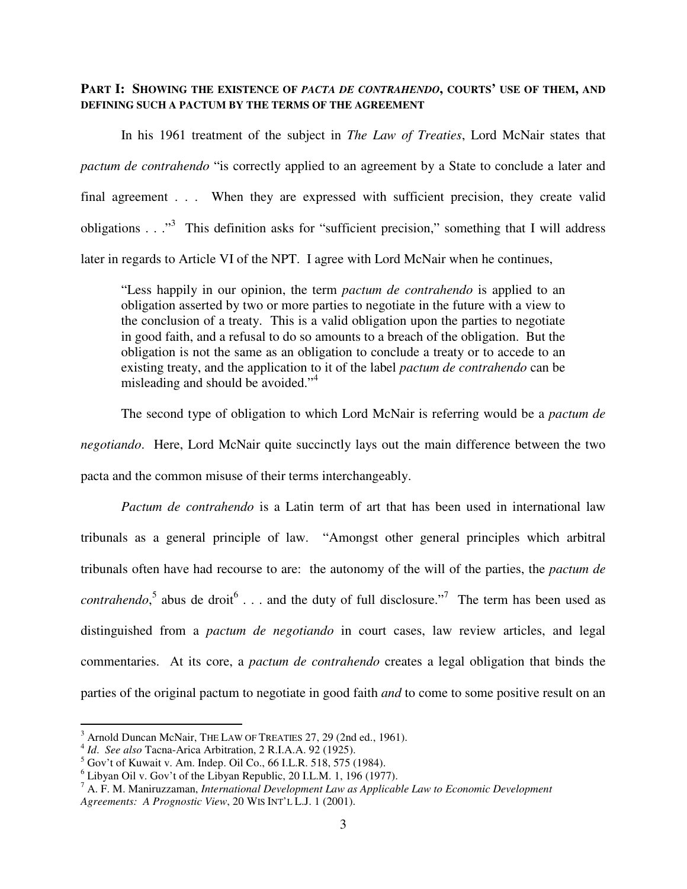**PART I: SHOWING THE EXISTENCE OF *PACTA DE CONTRAHENDO*, COURTS' USE OF THEM, AND DEFINING SUCH A PACTUM BY THE TERMS OF THE AGREEMENT**

In his 1961 treatment of the subject in *The Law of Treaties*, Lord McNair states that *pactum de contrahendo* "is correctly applied to an agreement by a State to conclude a later and final agreement . . . When they are expressed with sufficient precision, they create valid obligations . . ."[3] This definition asks for "sufficient precision," something that I will address later in regards to Article VI of the NPT. I agree with Lord McNair when he continues,

> "Less happily in our opinion, the term *pactum de contrahendo* is applied to an obligation asserted by two or more parties to negotiate in the future with a view to the conclusion of a treaty. This is a valid obligation upon the parties to negotiate in good faith, and a refusal to do so amounts to a breach of the obligation. But the obligation is not the same as an obligation to conclude a treaty or to accede to an existing treaty, and the application to it of the label *pactum de contrahendo* can be misleading and should be avoided."[4]

The second type of obligation to which Lord McNair is referring would be a *pactum de negotiando*. Here, Lord McNair quite succinctly lays out the main difference between the two pacta and the common misuse of their terms interchangeably.

*Pactum de contrahendo* is a Latin term of art that has been used in international law tribunals as a general principle of law. "Amongst other general principles which arbitral tribunals often have had recourse to are: the autonomy of the will of the parties, the *pactum de contrahendo*,[5] abus de droit[6] . . . and the duty of full disclosure."[7] The term has been used as distinguished from a *pactum de negotiando* in court cases, law review articles, and legal commentaries. At its core, a *pactum de contrahendo* creates a legal obligation that binds the parties of the original pactum to negotiate in good faith *and* to come to some positive result on an

---

[3] Arnold Duncan McNair, THE LAW OF TREATIES 27, 29 (2nd ed., 1961).

[4] *Id*. *See also* Tacna-Arica Arbitration, 2 R.I.A.A. 92 (1925).

[5] Gov't of Kuwait v. Am. Indep. Oil Co., 66 I.L.R. 518, 575 (1984).

[6] Libyan Oil v. Gov't of the Libyan Republic, 20 I.L.M. 1, 196 (1977).

[7] A. F. M. Maniruzzaman, *International Development Law as Applicable Law to Economic Development Agreements: A Prognostic View*, 20 WIS INT'L L.J. 1 (2001).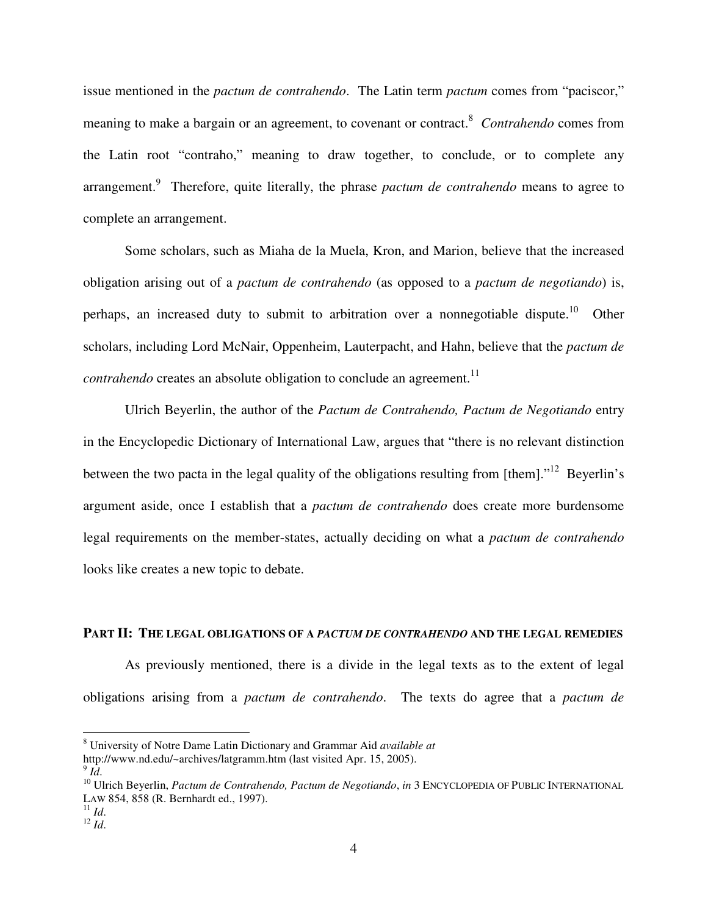issue mentioned in the *pactum de contrahendo*. The Latin term *pactum* comes from "paciscor," meaning to make a bargain or an agreement, to covenant or contract.[8] *Contrahendo* comes from the Latin root "contraho," meaning to draw together, to conclude, or to complete any arrangement.[9] Therefore, quite literally, the phrase *pactum de contrahendo* means to agree to complete an arrangement.

Some scholars, such as Miaha de la Muela, Kron, and Marion, believe that the increased obligation arising out of a *pactum de contrahendo* (as opposed to a *pactum de negotiando*) is, perhaps, an increased duty to submit to arbitration over a nonnegotiable dispute.[10] Other scholars, including Lord McNair, Oppenheim, Lauterpacht, and Hahn, believe that the *pactum de contrahendo* creates an absolute obligation to conclude an agreement.[11]

Ulrich Beyerlin, the author of the *Pactum de Contrahendo, Pactum de Negotiando* entry in the Encyclopedic Dictionary of International Law, argues that "there is no relevant distinction between the two pacta in the legal quality of the obligations resulting from [them]."[12] Beyerlin's argument aside, once I establish that a *pactum de contrahendo* does create more burdensome legal requirements on the member-states, actually deciding on what a *pactum de contrahendo* looks like creates a new topic to debate.

## PART II: THE LEGAL OBLIGATIONS OF A *PACTUM DE CONTRAHENDO* AND THE LEGAL REMEDIES

As previously mentioned, there is a divide in the legal texts as to the extent of legal obligations arising from a *pactum de contrahendo*. The texts do agree that a *pactum de*

---

[8] University of Notre Dame Latin Dictionary and Grammar Aid *available at* http://www.nd.edu/~archives/latgramm.htm (last visited Apr. 15, 2005).

[9] *Id*.

[10] Ulrich Beyerlin, *Pactum de Contrahendo, Pactum de Negotiando*, *in* 3 ENCYCLOPEDIA OF PUBLIC INTERNATIONAL LAW 854, 858 (R. Bernhardt ed., 1997).

[11] *Id*.

[12] *Id*.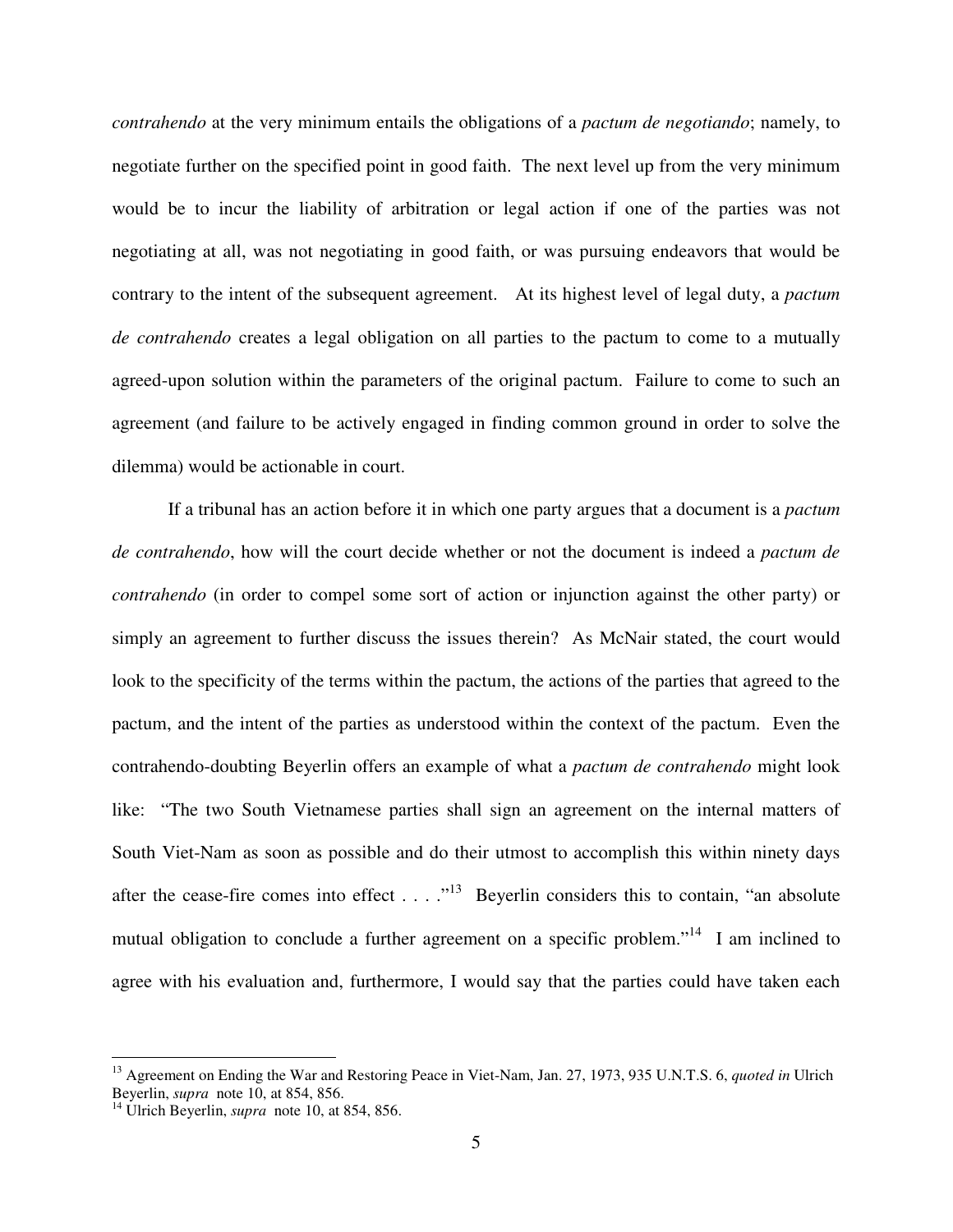*contrahendo* at the very minimum entails the obligations of a *pactum de negotiando*; namely, to negotiate further on the specified point in good faith. The next level up from the very minimum would be to incur the liability of arbitration or legal action if one of the parties was not negotiating at all, was not negotiating in good faith, or was pursuing endeavors that would be contrary to the intent of the subsequent agreement. At its highest level of legal duty, a *pactum de contrahendo* creates a legal obligation on all parties to the pactum to come to a mutually agreed-upon solution within the parameters of the original pactum. Failure to come to such an agreement (and failure to be actively engaged in finding common ground in order to solve the dilemma) would be actionable in court.

If a tribunal has an action before it in which one party argues that a document is a *pactum de contrahendo*, how will the court decide whether or not the document is indeed a *pactum de contrahendo* (in order to compel some sort of action or injunction against the other party) or simply an agreement to further discuss the issues therein? As McNair stated, the court would look to the specificity of the terms within the pactum, the actions of the parties that agreed to the pactum, and the intent of the parties as understood within the context of the pactum. Even the contrahendo-doubting Beyerlin offers an example of what a *pactum de contrahendo* might look like: "The two South Vietnamese parties shall sign an agreement on the internal matters of South Viet-Nam as soon as possible and do their utmost to accomplish this within ninety days after the cease-fire comes into effect . . . ."[13] Beyerlin considers this to contain, "an absolute mutual obligation to conclude a further agreement on a specific problem."[14] I am inclined to agree with his evaluation and, furthermore, I would say that the parties could have taken each

---

[13] Agreement on Ending the War and Restoring Peace in Viet-Nam, Jan. 27, 1973, 935 U.N.T.S. 6, *quoted in* Ulrich Beyerlin, *supra* note 10, at 854, 856.

[14] Ulrich Beyerlin, *supra* note 10, at 854, 856.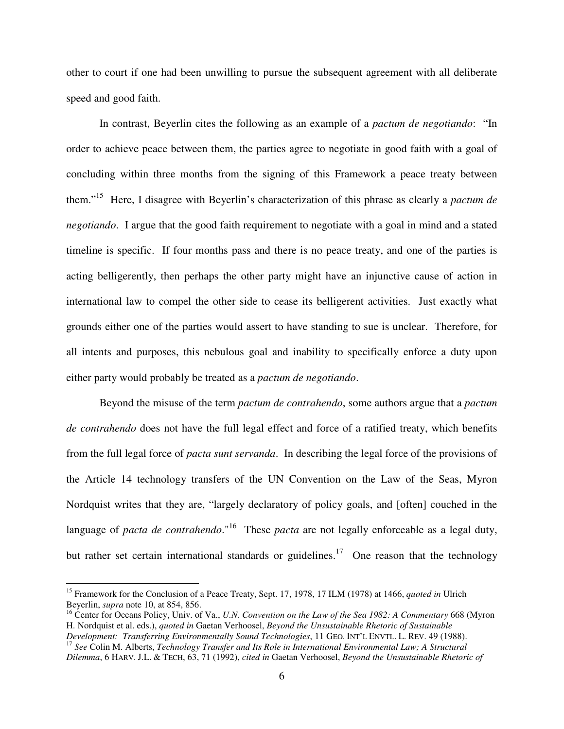other to court if one had been unwilling to pursue the subsequent agreement with all deliberate speed and good faith.

In contrast, Beyerlin cites the following as an example of a *pactum de negotiando*: "In order to achieve peace between them, the parties agree to negotiate in good faith with a goal of concluding within three months from the signing of this Framework a peace treaty between them."[15] Here, I disagree with Beyerlin's characterization of this phrase as clearly a *pactum de negotiando*. I argue that the good faith requirement to negotiate with a goal in mind and a stated timeline is specific. If four months pass and there is no peace treaty, and one of the parties is acting belligerently, then perhaps the other party might have an injunctive cause of action in international law to compel the other side to cease its belligerent activities. Just exactly what grounds either one of the parties would assert to have standing to sue is unclear. Therefore, for all intents and purposes, this nebulous goal and inability to specifically enforce a duty upon either party would probably be treated as a *pactum de negotiando*.

Beyond the misuse of the term *pactum de contrahendo*, some authors argue that a *pactum de contrahendo* does not have the full legal effect and force of a ratified treaty, which benefits from the full legal force of *pacta sunt servanda*. In describing the legal force of the provisions of the Article 14 technology transfers of the UN Convention on the Law of the Seas, Myron Nordquist writes that they are, "largely declaratory of policy goals, and [often] couched in the language of *pacta de contrahendo*."[16] These *pacta* are not legally enforceable as a legal duty, but rather set certain international standards or guidelines.[17] One reason that the technology

---

[15] Framework for the Conclusion of a Peace Treaty, Sept. 17, 1978, 17 ILM (1978) at 1466, *quoted in* Ulrich Beyerlin, *supra* note 10, at 854, 856.

[16] Center for Oceans Policy, Univ. of Va., *U.N. Convention on the Law of the Sea 1982: A Commentary* 668 (Myron H. Nordquist et al. eds.), *quoted in* Gaetan Verhoosel, *Beyond the Unsustainable Rhetoric of Sustainable Development: Transferring Environmentally Sound Technologies*, 11 GEO. INT'L ENVTL. L. REV. 49 (1988).

[17] *See* Colin M. Alberts, *Technology Transfer and Its Role in International Environmental Law; A Structural Dilemma*, 6 HARV. J.L. & TECH, 63, 71 (1992), *cited in* Gaetan Verhoosel, *Beyond the Unsustainable Rhetoric of*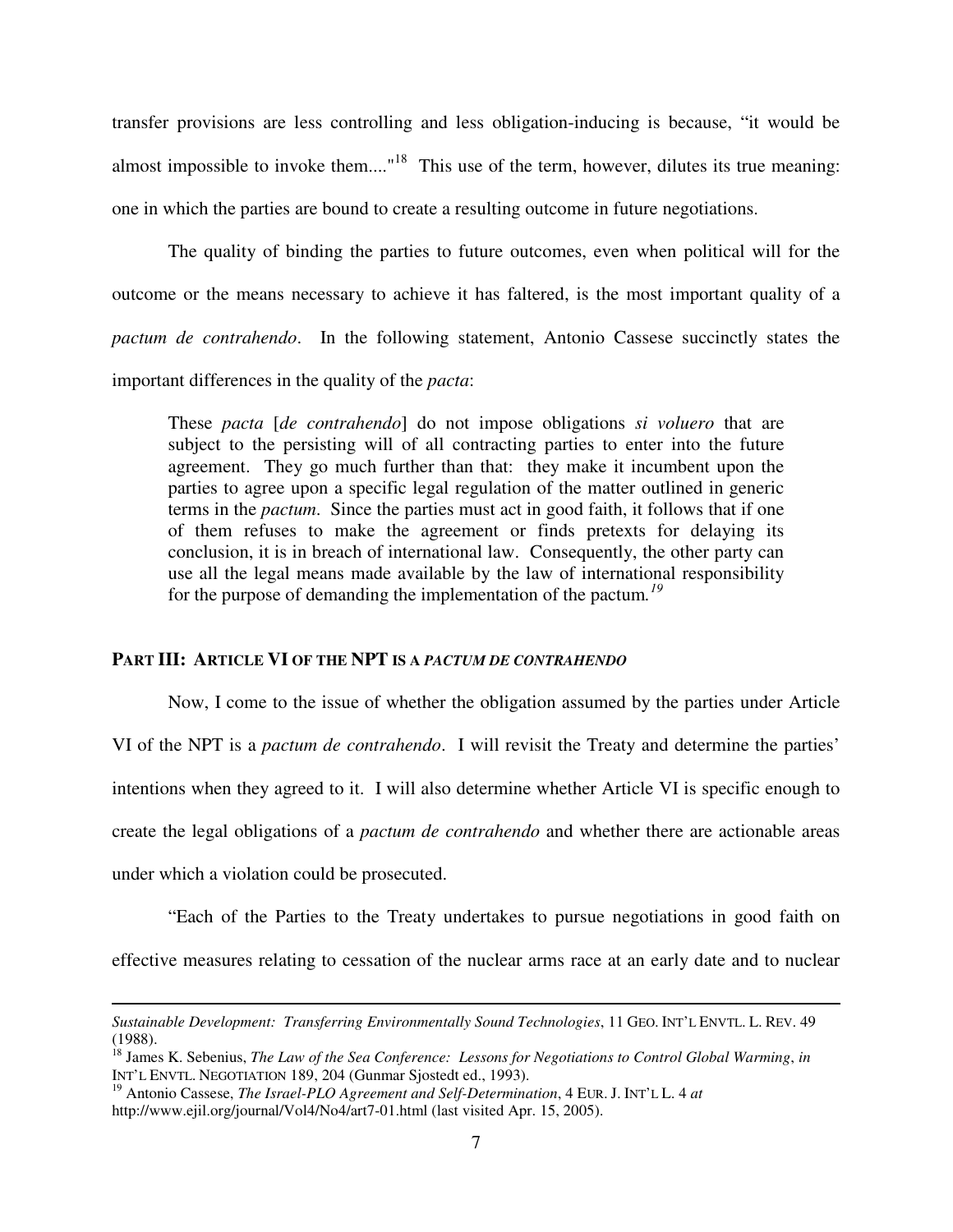transfer provisions are less controlling and less obligation-inducing is because, "it would be almost impossible to invoke them...."[18] This use of the term, however, dilutes its true meaning: one in which the parties are bound to create a resulting outcome in future negotiations.

The quality of binding the parties to future outcomes, even when political will for the outcome or the means necessary to achieve it has faltered, is the most important quality of a *pactum de contrahendo*. In the following statement, Antonio Cassese succinctly states the important differences in the quality of the *pacta*:

> These *pacta* [*de contrahendo*] do not impose obligations *si voluero* that are subject to the persisting will of all contracting parties to enter into the future agreement. They go much further than that: they make it incumbent upon the parties to agree upon a specific legal regulation of the matter outlined in generic terms in the *pactum*. Since the parties must act in good faith, it follows that if one of them refuses to make the agreement or finds pretexts for delaying its conclusion, it is in breach of international law. Consequently, the other party can use all the legal means made available by the law of international responsibility for the purpose of demanding the implementation of the pactum.[19]

## PART III: ARTICLE VI OF THE NPT IS A *PACTUM DE CONTRAHENDO*

Now, I come to the issue of whether the obligation assumed by the parties under Article VI of the NPT is a *pactum de contrahendo*. I will revisit the Treaty and determine the parties' intentions when they agreed to it. I will also determine whether Article VI is specific enough to create the legal obligations of a *pactum de contrahendo* and whether there are actionable areas under which a violation could be prosecuted.

"Each of the Parties to the Treaty undertakes to pursue negotiations in good faith on effective measures relating to cessation of the nuclear arms race at an early date and to nuclear

---

*Sustainable Development: Transferring Environmentally Sound Technologies*, 11 GEO. INT'L ENVTL. L. REV. 49 (1988).

[18] James K. Sebenius, *The Law of the Sea Conference: Lessons for Negotiations to Control Global Warming*, *in* INT'L ENVTL. NEGOTIATION 189, 204 (Gunmar Sjostedt ed., 1993).

[19] Antonio Cassese, *The Israel-PLO Agreement and Self-Determination*, 4 EUR. J. INT'L L. 4 *at* http://www.ejil.org/journal/Vol4/No4/art7-01.html (last visited Apr. 15, 2005).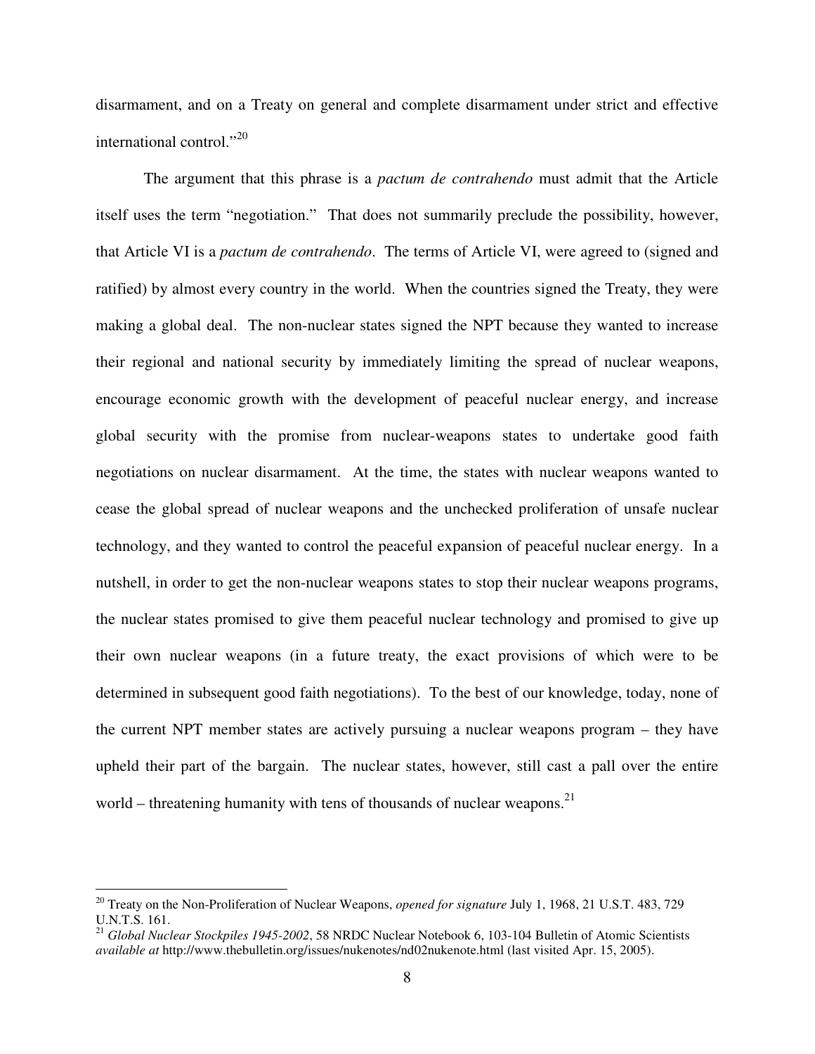disarmament, and on a Treaty on general and complete disarmament under strict and effective international control."[20]

The argument that this phrase is a *pactum de contrahendo* must admit that the Article itself uses the term "negotiation." That does not summarily preclude the possibility, however, that Article VI is a *pactum de contrahendo*. The terms of Article VI, were agreed to (signed and ratified) by almost every country in the world. When the countries signed the Treaty, they were making a global deal. The non-nuclear states signed the NPT because they wanted to increase their regional and national security by immediately limiting the spread of nuclear weapons, encourage economic growth with the development of peaceful nuclear energy, and increase global security with the promise from nuclear-weapons states to undertake good faith negotiations on nuclear disarmament. At the time, the states with nuclear weapons wanted to cease the global spread of nuclear weapons and the unchecked proliferation of unsafe nuclear technology, and they wanted to control the peaceful expansion of peaceful nuclear energy. In a nutshell, in order to get the non-nuclear weapons states to stop their nuclear weapons programs, the nuclear states promised to give them peaceful nuclear technology and promised to give up their own nuclear weapons (in a future treaty, the exact provisions of which were to be determined in subsequent good faith negotiations). To the best of our knowledge, today, none of the current NPT member states are actively pursuing a nuclear weapons program – they have upheld their part of the bargain. The nuclear states, however, still cast a pall over the entire world – threatening humanity with tens of thousands of nuclear weapons.[21]

---

[20] Treaty on the Non-Proliferation of Nuclear Weapons, *opened for signature* July 1, 1968, 21 U.S.T. 483, 729 U.N.T.S. 161.

[21] *Global Nuclear Stockpiles 1945-2002*, 58 NRDC Nuclear Notebook 6, 103-104 Bulletin of Atomic Scientists *available at* http://www.thebulletin.org/issues/nukenotes/nd02nukenote.html (last visited Apr. 15, 2005).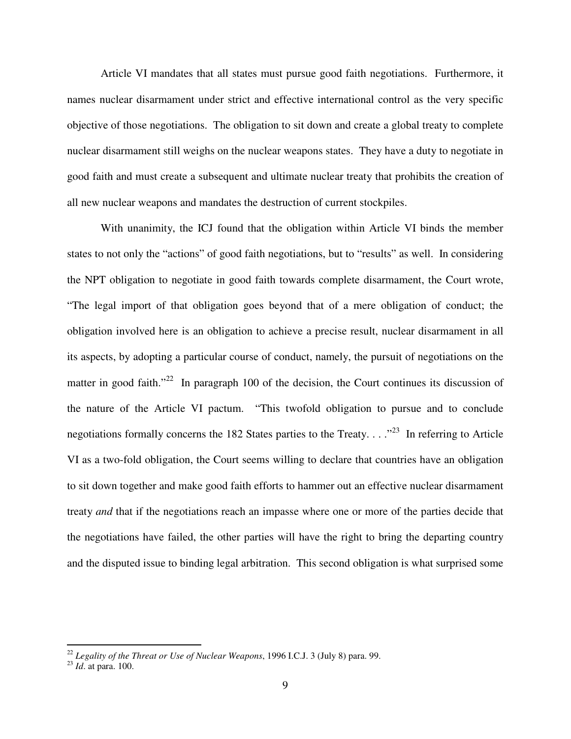Article VI mandates that all states must pursue good faith negotiations. Furthermore, it names nuclear disarmament under strict and effective international control as the very specific objective of those negotiations. The obligation to sit down and create a global treaty to complete nuclear disarmament still weighs on the nuclear weapons states. They have a duty to negotiate in good faith and must create a subsequent and ultimate nuclear treaty that prohibits the creation of all new nuclear weapons and mandates the destruction of current stockpiles.

With unanimity, the ICJ found that the obligation within Article VI binds the member states to not only the "actions" of good faith negotiations, but to "results" as well. In considering the NPT obligation to negotiate in good faith towards complete disarmament, the Court wrote, "The legal import of that obligation goes beyond that of a mere obligation of conduct; the obligation involved here is an obligation to achieve a precise result, nuclear disarmament in all its aspects, by adopting a particular course of conduct, namely, the pursuit of negotiations on the matter in good faith."[22] In paragraph 100 of the decision, the Court continues its discussion of the nature of the Article VI pactum. "This twofold obligation to pursue and to conclude negotiations formally concerns the 182 States parties to the Treaty. . . ."[23] In referring to Article VI as a two-fold obligation, the Court seems willing to declare that countries have an obligation to sit down together and make good faith efforts to hammer out an effective nuclear disarmament treaty *and* that if the negotiations reach an impasse where one or more of the parties decide that the negotiations have failed, the other parties will have the right to bring the departing country and the disputed issue to binding legal arbitration. This second obligation is what surprised some

---

[22] *Legality of the Threat or Use of Nuclear Weapons*, 1996 I.C.J. 3 (July 8) para. 99.

[23] *Id*. at para. 100.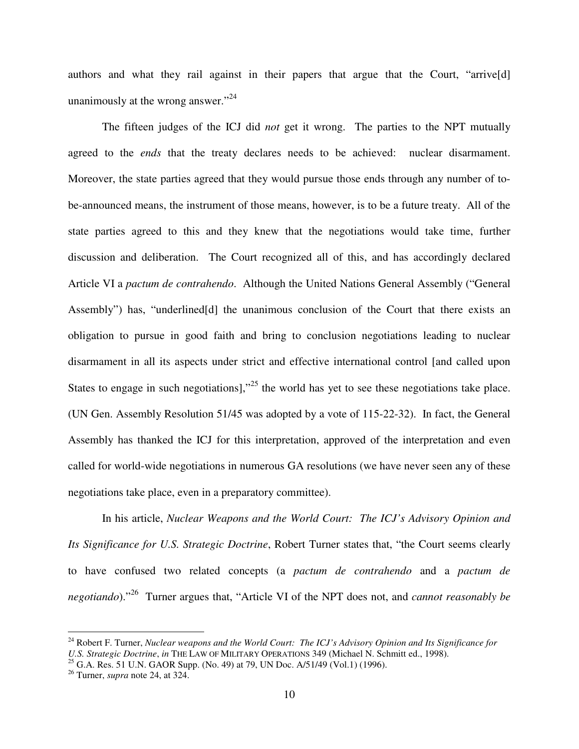authors and what they rail against in their papers that argue that the Court, "arrive[d] unanimously at the wrong answer."[24]

The fifteen judges of the ICJ did *not* get it wrong. The parties to the NPT mutually agreed to the *ends* that the treaty declares needs to be achieved: nuclear disarmament. Moreover, the state parties agreed that they would pursue those ends through any number of to-be-announced means, the instrument of those means, however, is to be a future treaty. All of the state parties agreed to this and they knew that the negotiations would take time, further discussion and deliberation. The Court recognized all of this, and has accordingly declared Article VI a *pactum de contrahendo*. Although the United Nations General Assembly ("General Assembly") has, "underlined[d] the unanimous conclusion of the Court that there exists an obligation to pursue in good faith and bring to conclusion negotiations leading to nuclear disarmament in all its aspects under strict and effective international control [and called upon States to engage in such negotiations],"[25] the world has yet to see these negotiations take place. (UN Gen. Assembly Resolution 51/45 was adopted by a vote of 115-22-32). In fact, the General Assembly has thanked the ICJ for this interpretation, approved of the interpretation and even called for world-wide negotiations in numerous GA resolutions (we have never seen any of these negotiations take place, even in a preparatory committee).

In his article, *Nuclear Weapons and the World Court: The ICJ's Advisory Opinion and Its Significance for U.S. Strategic Doctrine*, Robert Turner states that, "the Court seems clearly to have confused two related concepts (a *pactum de contrahendo* and a *pactum de negotiando*)."[26] Turner argues that, "Article VI of the NPT does not, and *cannot reasonably be*

---

[24] Robert F. Turner, *Nuclear weapons and the World Court: The ICJ's Advisory Opinion and Its Significance for U.S. Strategic Doctrine*, *in* THE LAW OF MILITARY OPERATIONS 349 (Michael N. Schmitt ed., 1998).

[25] G.A. Res. 51 U.N. GAOR Supp. (No. 49) at 79, UN Doc. A/51/49 (Vol.1) (1996).

[26] Turner, *supra* note 24, at 324.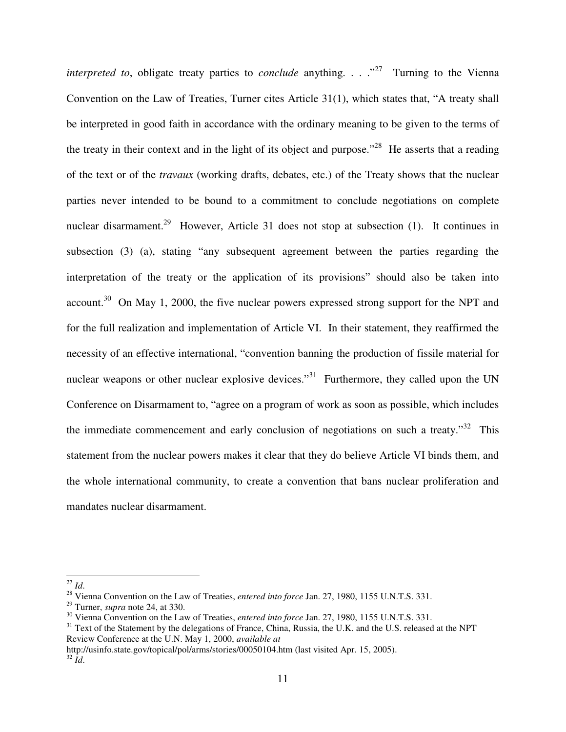*interpreted to*, obligate treaty parties to *conclude* anything. . . ."[27] Turning to the Vienna Convention on the Law of Treaties, Turner cites Article 31(1), which states that, "A treaty shall be interpreted in good faith in accordance with the ordinary meaning to be given to the terms of the treaty in their context and in the light of its object and purpose."[28] He asserts that a reading of the text or of the *travaux* (working drafts, debates, etc.) of the Treaty shows that the nuclear parties never intended to be bound to a commitment to conclude negotiations on complete nuclear disarmament.[29] However, Article 31 does not stop at subsection (1). It continues in subsection (3) (a), stating "any subsequent agreement between the parties regarding the interpretation of the treaty or the application of its provisions" should also be taken into account.[30] On May 1, 2000, the five nuclear powers expressed strong support for the NPT and for the full realization and implementation of Article VI. In their statement, they reaffirmed the necessity of an effective international, "convention banning the production of fissile material for nuclear weapons or other nuclear explosive devices."[31] Furthermore, they called upon the UN Conference on Disarmament to, "agree on a program of work as soon as possible, which includes the immediate commencement and early conclusion of negotiations on such a treaty."[32] This statement from the nuclear powers makes it clear that they do believe Article VI binds them, and the whole international community, to create a convention that bans nuclear proliferation and mandates nuclear disarmament.

---

[27] *Id*.

[28] Vienna Convention on the Law of Treaties, *entered into force* Jan. 27, 1980, 1155 U.N.T.S. 331.

[29] Turner, *supra* note 24, at 330.

[30] Vienna Convention on the Law of Treaties, *entered into force* Jan. 27, 1980, 1155 U.N.T.S. 331.

[31] Text of the Statement by the delegations of France, China, Russia, the U.K. and the U.S. released at the NPT Review Conference at the U.N. May 1, 2000, *available at* http://usinfo.state.gov/topical/pol/arms/stories/00050104.htm (last visited Apr. 15, 2005).

[32] *Id*.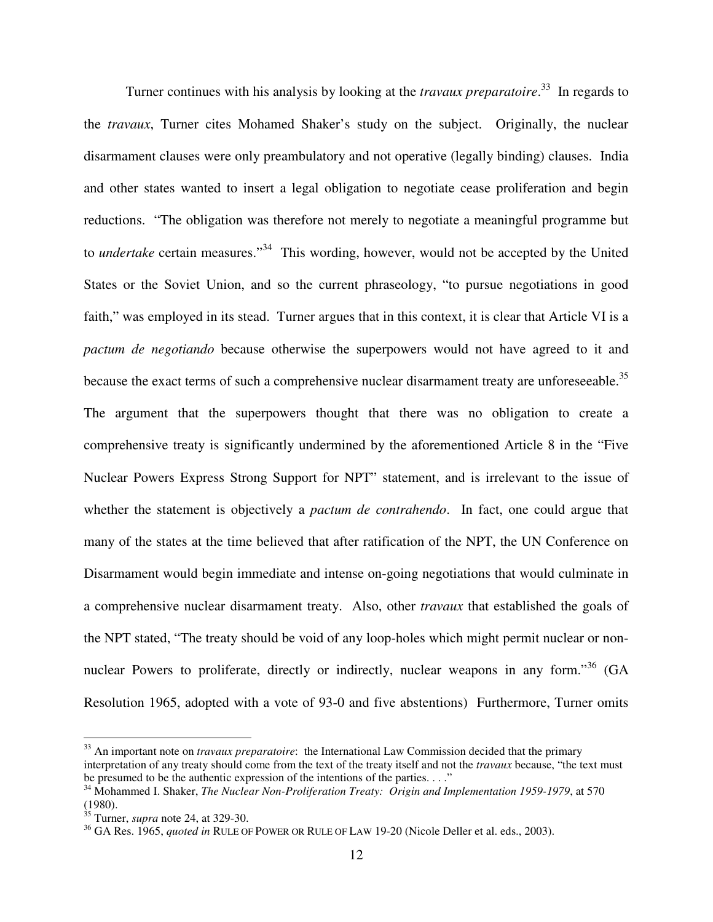Turner continues with his analysis by looking at the *travaux preparatoire*.[33] In regards to the *travaux*, Turner cites Mohamed Shaker's study on the subject. Originally, the nuclear disarmament clauses were only preambulatory and not operative (legally binding) clauses. India and other states wanted to insert a legal obligation to negotiate cease proliferation and begin reductions. "The obligation was therefore not merely to negotiate a meaningful programme but to *undertake* certain measures."[34] This wording, however, would not be accepted by the United States or the Soviet Union, and so the current phraseology, "to pursue negotiations in good faith," was employed in its stead. Turner argues that in this context, it is clear that Article VI is a *pactum de negotiando* because otherwise the superpowers would not have agreed to it and because the exact terms of such a comprehensive nuclear disarmament treaty are unforeseeable.[35] The argument that the superpowers thought that there was no obligation to create a comprehensive treaty is significantly undermined by the aforementioned Article 8 in the "Five Nuclear Powers Express Strong Support for NPT" statement, and is irrelevant to the issue of whether the statement is objectively a *pactum de contrahendo*. In fact, one could argue that many of the states at the time believed that after ratification of the NPT, the UN Conference on Disarmament would begin immediate and intense on-going negotiations that would culminate in a comprehensive nuclear disarmament treaty. Also, other *travaux* that established the goals of the NPT stated, "The treaty should be void of any loop-holes which might permit nuclear or non-nuclear Powers to proliferate, directly or indirectly, nuclear weapons in any form."[36] (GA Resolution 1965, adopted with a vote of 93-0 and five abstentions) Furthermore, Turner omits

---

[33] An important note on *travaux preparatoire*: the International Law Commission decided that the primary interpretation of any treaty should come from the text of the treaty itself and not the *travaux* because, "the text must be presumed to be the authentic expression of the intentions of the parties. . . ."

[34] Mohammed I. Shaker, *The Nuclear Non-Proliferation Treaty: Origin and Implementation 1959-1979*, at 570 (1980).

[35] Turner, *supra* note 24, at 329-30.

[36] GA Res. 1965, *quoted in* RULE OF POWER OR RULE OF LAW 19-20 (Nicole Deller et al. eds., 2003).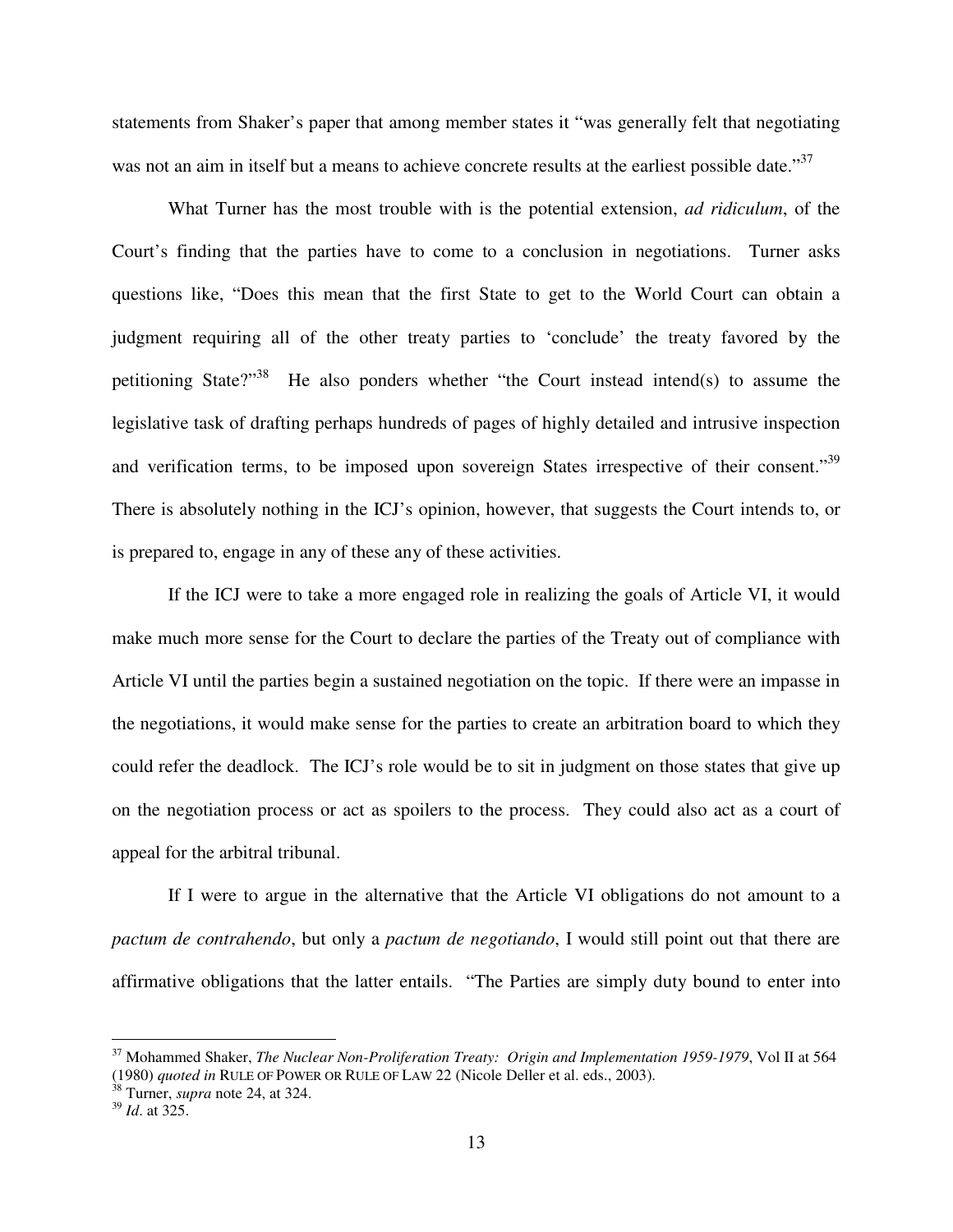statements from Shaker's paper that among member states it "was generally felt that negotiating was not an aim in itself but a means to achieve concrete results at the earliest possible date."[37]

What Turner has the most trouble with is the potential extension, *ad ridiculum*, of the Court's finding that the parties have to come to a conclusion in negotiations. Turner asks questions like, "Does this mean that the first State to get to the World Court can obtain a judgment requiring all of the other treaty parties to 'conclude' the treaty favored by the petitioning State?"[38] He also ponders whether "the Court instead intend(s) to assume the legislative task of drafting perhaps hundreds of pages of highly detailed and intrusive inspection and verification terms, to be imposed upon sovereign States irrespective of their consent."[39] There is absolutely nothing in the ICJ's opinion, however, that suggests the Court intends to, or is prepared to, engage in any of these any of these activities.

If the ICJ were to take a more engaged role in realizing the goals of Article VI, it would make much more sense for the Court to declare the parties of the Treaty out of compliance with Article VI until the parties begin a sustained negotiation on the topic. If there were an impasse in the negotiations, it would make sense for the parties to create an arbitration board to which they could refer the deadlock. The ICJ's role would be to sit in judgment on those states that give up on the negotiation process or act as spoilers to the process. They could also act as a court of appeal for the arbitral tribunal.

If I were to argue in the alternative that the Article VI obligations do not amount to a *pactum de contrahendo*, but only a *pactum de negotiando*, I would still point out that there are affirmative obligations that the latter entails. "The Parties are simply duty bound to enter into

---

[37] Mohammed Shaker, *The Nuclear Non-Proliferation Treaty: Origin and Implementation 1959-1979*, Vol II at 564 (1980) *quoted in* RULE OF POWER OR RULE OF LAW 22 (Nicole Deller et al. eds., 2003).

[38] Turner, *supra* note 24, at 324.

[39] *Id*. at 325.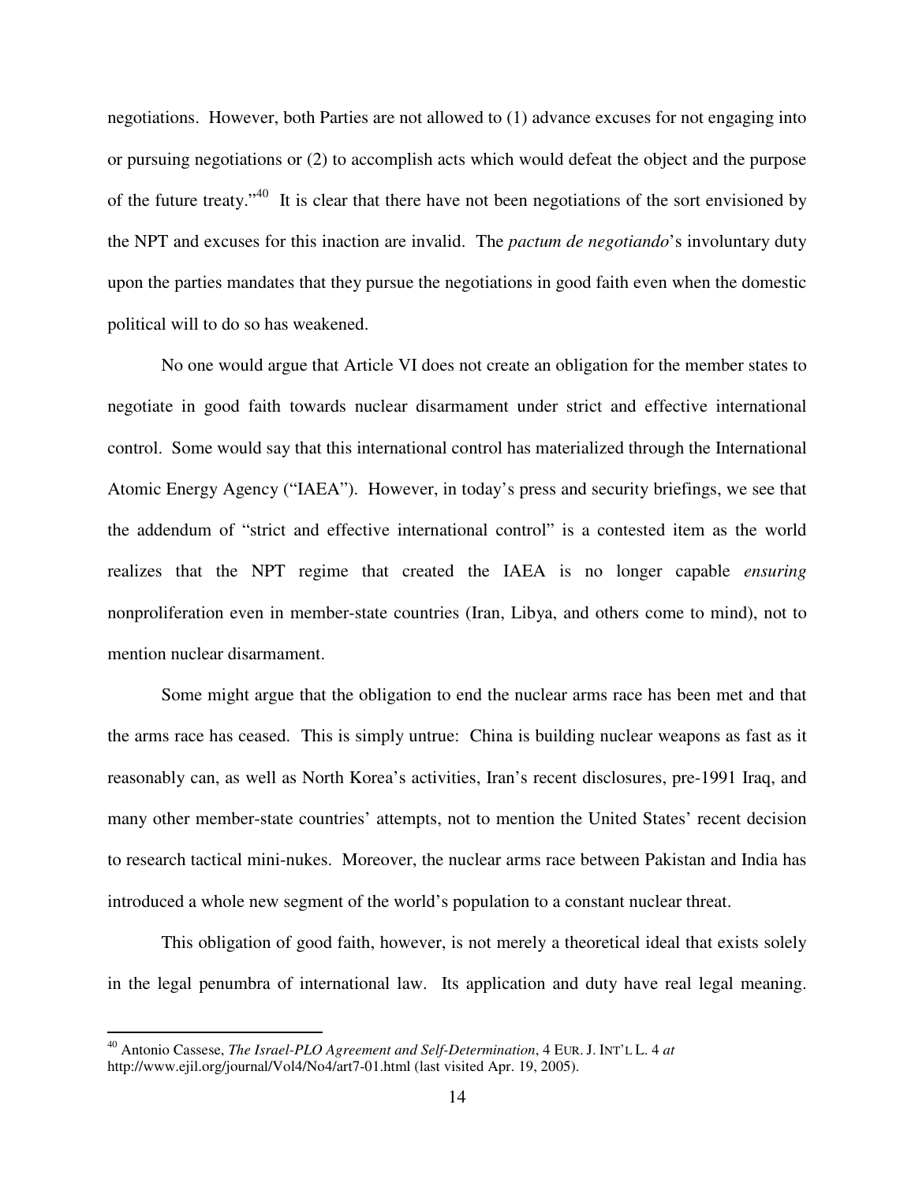negotiations. However, both Parties are not allowed to (1) advance excuses for not engaging into or pursuing negotiations or (2) to accomplish acts which would defeat the object and the purpose of the future treaty."[40] It is clear that there have not been negotiations of the sort envisioned by the NPT and excuses for this inaction are invalid. The *pactum de negotiando*'s involuntary duty upon the parties mandates that they pursue the negotiations in good faith even when the domestic political will to do so has weakened.

No one would argue that Article VI does not create an obligation for the member states to negotiate in good faith towards nuclear disarmament under strict and effective international control. Some would say that this international control has materialized through the International Atomic Energy Agency ("IAEA"). However, in today's press and security briefings, we see that the addendum of "strict and effective international control" is a contested item as the world realizes that the NPT regime that created the IAEA is no longer capable *ensuring* nonproliferation even in member-state countries (Iran, Libya, and others come to mind), not to mention nuclear disarmament.

Some might argue that the obligation to end the nuclear arms race has been met and that the arms race has ceased. This is simply untrue: China is building nuclear weapons as fast as it reasonably can, as well as North Korea's activities, Iran's recent disclosures, pre-1991 Iraq, and many other member-state countries' attempts, not to mention the United States' recent decision to research tactical mini-nukes. Moreover, the nuclear arms race between Pakistan and India has introduced a whole new segment of the world's population to a constant nuclear threat.

This obligation of good faith, however, is not merely a theoretical ideal that exists solely in the legal penumbra of international law. Its application and duty have real legal meaning.

[40] Antonio Cassese, *The Israel-PLO Agreement and Self-Determination*, 4 EUR. J. INT'L L. 4 *at* http://www.ejil.org/journal/Vol4/No4/art7-01.html (last visited Apr. 19, 2005).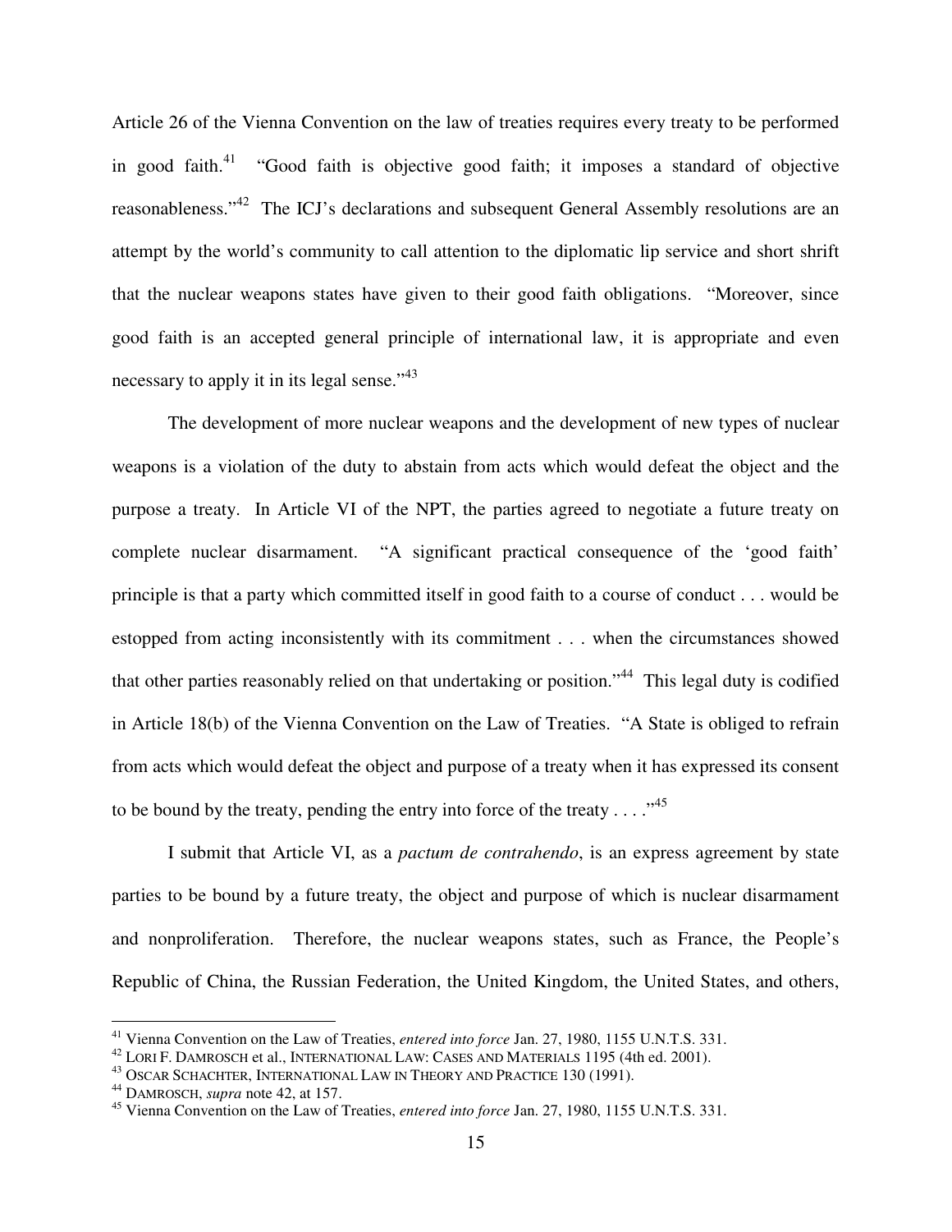Article 26 of the Vienna Convention on the law of treaties requires every treaty to be performed in good faith.[41] "Good faith is objective good faith; it imposes a standard of objective reasonableness."[42] The ICJ's declarations and subsequent General Assembly resolutions are an attempt by the world's community to call attention to the diplomatic lip service and short shrift that the nuclear weapons states have given to their good faith obligations. "Moreover, since good faith is an accepted general principle of international law, it is appropriate and even necessary to apply it in its legal sense."[43]

The development of more nuclear weapons and the development of new types of nuclear weapons is a violation of the duty to abstain from acts which would defeat the object and the purpose a treaty. In Article VI of the NPT, the parties agreed to negotiate a future treaty on complete nuclear disarmament. "A significant practical consequence of the 'good faith' principle is that a party which committed itself in good faith to a course of conduct . . . would be estopped from acting inconsistently with its commitment . . . when the circumstances showed that other parties reasonably relied on that undertaking or position."[44] This legal duty is codified in Article 18(b) of the Vienna Convention on the Law of Treaties. "A State is obliged to refrain from acts which would defeat the object and purpose of a treaty when it has expressed its consent to be bound by the treaty, pending the entry into force of the treaty . . . ."[45]

I submit that Article VI, as a *pactum de contrahendo*, is an express agreement by state parties to be bound by a future treaty, the object and purpose of which is nuclear disarmament and nonproliferation. Therefore, the nuclear weapons states, such as France, the People's Republic of China, the Russian Federation, the United Kingdom, the United States, and others,

---

[41] Vienna Convention on the Law of Treaties, *entered into force* Jan. 27, 1980, 1155 U.N.T.S. 331.

[42] LORI F. DAMROSCH et al., INTERNATIONAL LAW: CASES AND MATERIALS 1195 (4th ed. 2001).

[43] OSCAR SCHACHTER, INTERNATIONAL LAW IN THEORY AND PRACTICE 130 (1991).

[44] DAMROSCH, *supra* note 42, at 157.

[45] Vienna Convention on the Law of Treaties, *entered into force* Jan. 27, 1980, 1155 U.N.T.S. 331.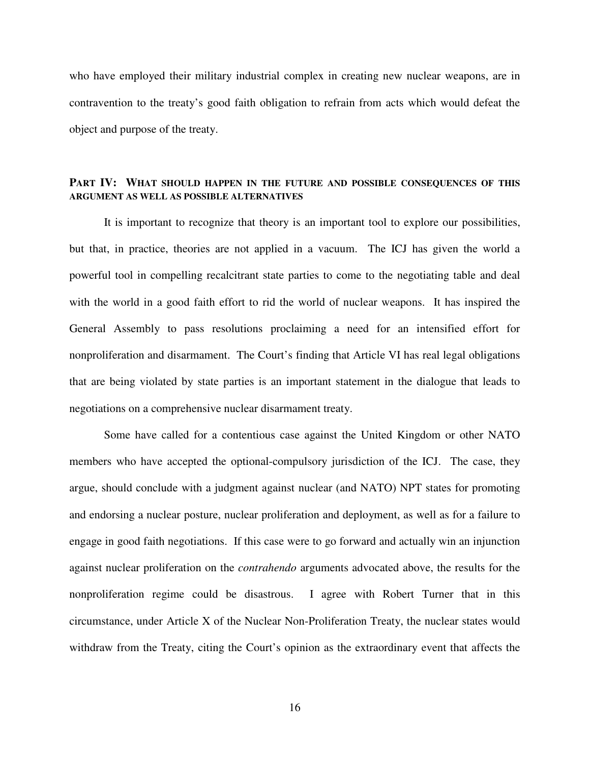who have employed their military industrial complex in creating new nuclear weapons, are in contravention to the treaty's good faith obligation to refrain from acts which would defeat the object and purpose of the treaty.

## PART IV: WHAT SHOULD HAPPEN IN THE FUTURE AND POSSIBLE CONSEQUENCES OF THIS ARGUMENT AS WELL AS POSSIBLE ALTERNATIVES

It is important to recognize that theory is an important tool to explore our possibilities, but that, in practice, theories are not applied in a vacuum. The ICJ has given the world a powerful tool in compelling recalcitrant state parties to come to the negotiating table and deal with the world in a good faith effort to rid the world of nuclear weapons. It has inspired the General Assembly to pass resolutions proclaiming a need for an intensified effort for nonproliferation and disarmament. The Court's finding that Article VI has real legal obligations that are being violated by state parties is an important statement in the dialogue that leads to negotiations on a comprehensive nuclear disarmament treaty.

Some have called for a contentious case against the United Kingdom or other NATO members who have accepted the optional-compulsory jurisdiction of the ICJ. The case, they argue, should conclude with a judgment against nuclear (and NATO) NPT states for promoting and endorsing a nuclear posture, nuclear proliferation and deployment, as well as for a failure to engage in good faith negotiations. If this case were to go forward and actually win an injunction against nuclear proliferation on the *contrahendo* arguments advocated above, the results for the nonproliferation regime could be disastrous. I agree with Robert Turner that in this circumstance, under Article X of the Nuclear Non-Proliferation Treaty, the nuclear states would withdraw from the Treaty, citing the Court's opinion as the extraordinary event that affects the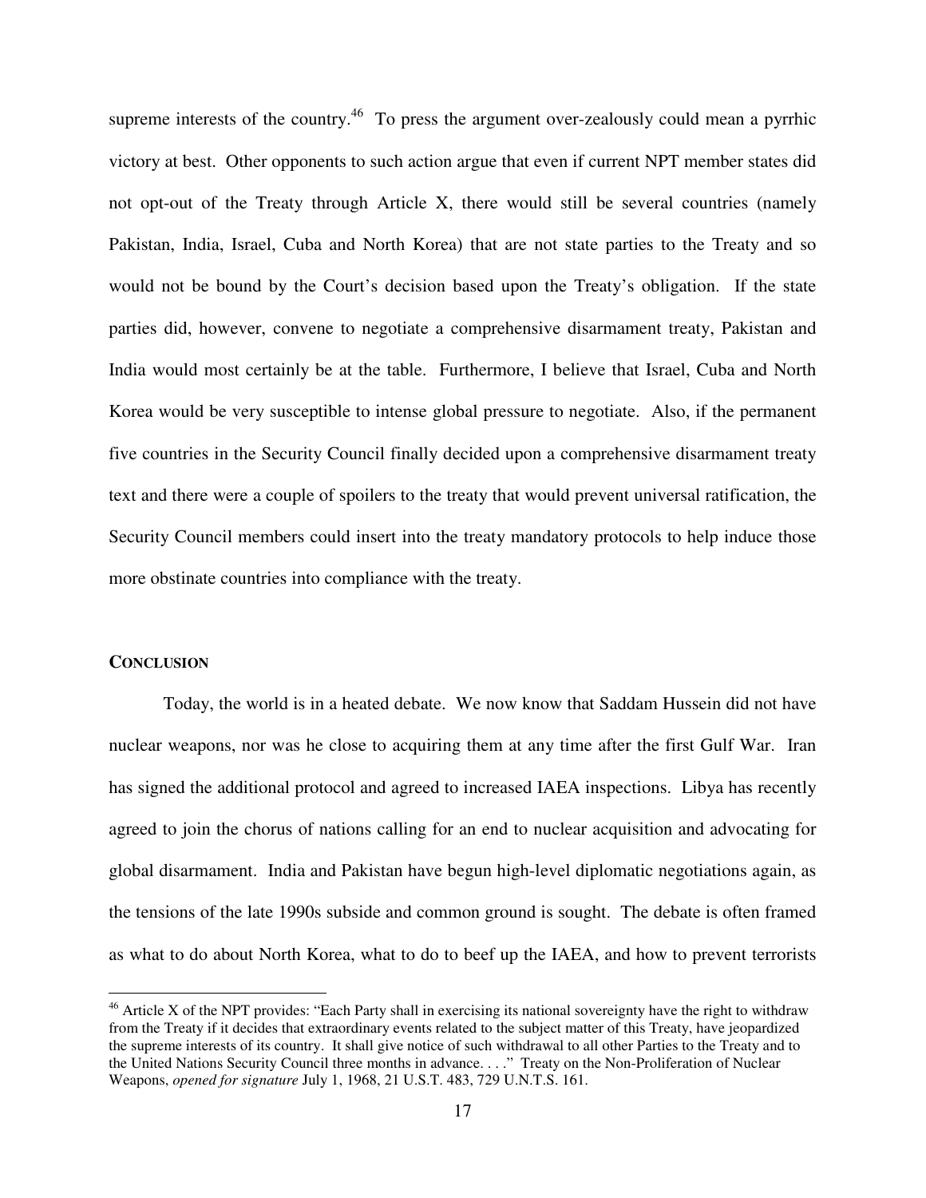supreme interests of the country.[46] To press the argument over-zealously could mean a pyrrhic victory at best. Other opponents to such action argue that even if current NPT member states did not opt-out of the Treaty through Article X, there would still be several countries (namely Pakistan, India, Israel, Cuba and North Korea) that are not state parties to the Treaty and so would not be bound by the Court's decision based upon the Treaty's obligation. If the state parties did, however, convene to negotiate a comprehensive disarmament treaty, Pakistan and India would most certainly be at the table. Furthermore, I believe that Israel, Cuba and North Korea would be very susceptible to intense global pressure to negotiate. Also, if the permanent five countries in the Security Council finally decided upon a comprehensive disarmament treaty text and there were a couple of spoilers to the treaty that would prevent universal ratification, the Security Council members could insert into the treaty mandatory protocols to help induce those more obstinate countries into compliance with the treaty.

## CONCLUSION

Today, the world is in a heated debate. We now know that Saddam Hussein did not have nuclear weapons, nor was he close to acquiring them at any time after the first Gulf War. Iran has signed the additional protocol and agreed to increased IAEA inspections. Libya has recently agreed to join the chorus of nations calling for an end to nuclear acquisition and advocating for global disarmament. India and Pakistan have begun high-level diplomatic negotiations again, as the tensions of the late 1990s subside and common ground is sought. The debate is often framed as what to do about North Korea, what to do to beef up the IAEA, and how to prevent terrorists

---

[46] Article X of the NPT provides: "Each Party shall in exercising its national sovereignty have the right to withdraw from the Treaty if it decides that extraordinary events related to the subject matter of this Treaty, have jeopardized the supreme interests of its country. It shall give notice of such withdrawal to all other Parties to the Treaty and to the United Nations Security Council three months in advance. . . ." Treaty on the Non-Proliferation of Nuclear Weapons, *opened for signature* July 1, 1968, 21 U.S.T. 483, 729 U.N.T.S. 161.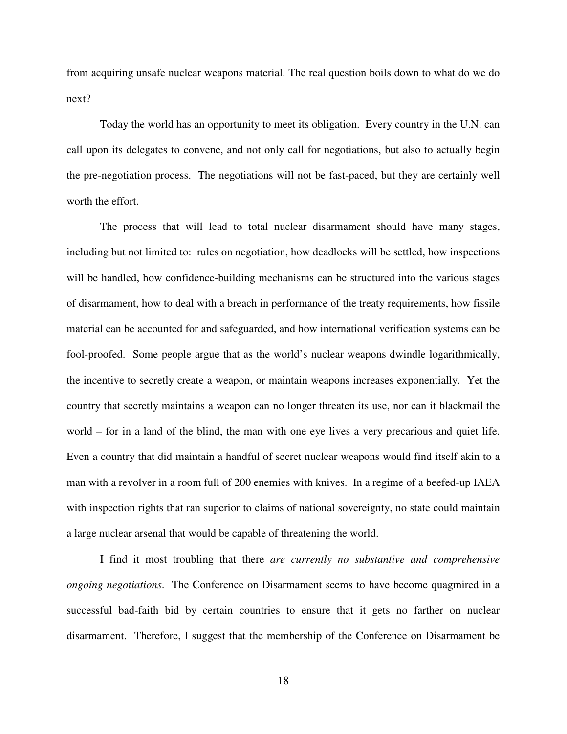from acquiring unsafe nuclear weapons material. The real question boils down to what do we do next?

Today the world has an opportunity to meet its obligation. Every country in the U.N. can call upon its delegates to convene, and not only call for negotiations, but also to actually begin the pre-negotiation process. The negotiations will not be fast-paced, but they are certainly well worth the effort.

The process that will lead to total nuclear disarmament should have many stages, including but not limited to: rules on negotiation, how deadlocks will be settled, how inspections will be handled, how confidence-building mechanisms can be structured into the various stages of disarmament, how to deal with a breach in performance of the treaty requirements, how fissile material can be accounted for and safeguarded, and how international verification systems can be fool-proofed. Some people argue that as the world's nuclear weapons dwindle logarithmically, the incentive to secretly create a weapon, or maintain weapons increases exponentially. Yet the country that secretly maintains a weapon can no longer threaten its use, nor can it blackmail the world – for in a land of the blind, the man with one eye lives a very precarious and quiet life. Even a country that did maintain a handful of secret nuclear weapons would find itself akin to a man with a revolver in a room full of 200 enemies with knives. In a regime of a beefed-up IAEA with inspection rights that ran superior to claims of national sovereignty, no state could maintain a large nuclear arsenal that would be capable of threatening the world.

I find it most troubling that there *are currently no substantive and comprehensive ongoing negotiations*. The Conference on Disarmament seems to have become quagmired in a successful bad-faith bid by certain countries to ensure that it gets no farther on nuclear disarmament. Therefore, I suggest that the membership of the Conference on Disarmament be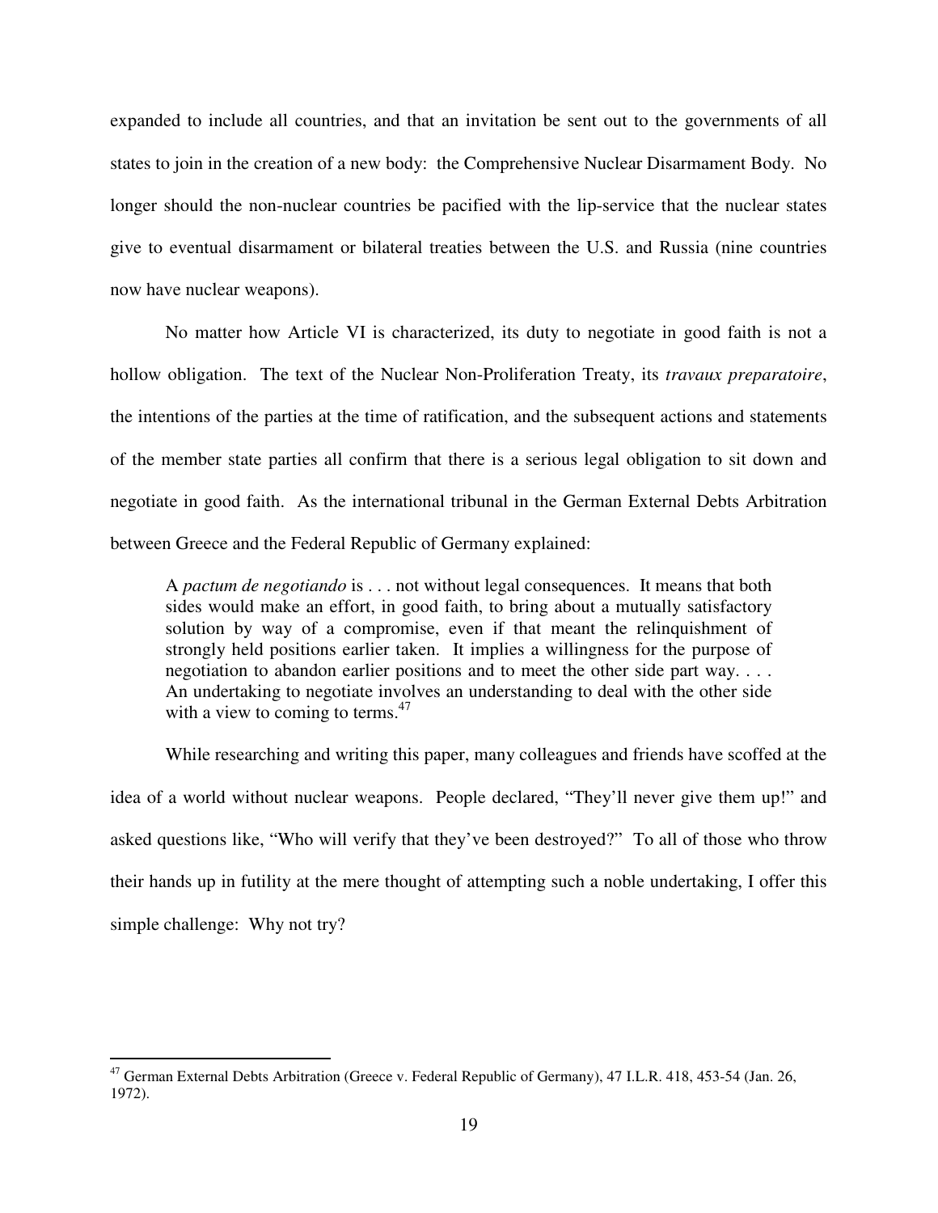expanded to include all countries, and that an invitation be sent out to the governments of all states to join in the creation of a new body: the Comprehensive Nuclear Disarmament Body. No longer should the non-nuclear countries be pacified with the lip-service that the nuclear states give to eventual disarmament or bilateral treaties between the U.S. and Russia (nine countries now have nuclear weapons).

No matter how Article VI is characterized, its duty to negotiate in good faith is not a hollow obligation. The text of the Nuclear Non-Proliferation Treaty, its *travaux preparatoire*, the intentions of the parties at the time of ratification, and the subsequent actions and statements of the member state parties all confirm that there is a serious legal obligation to sit down and negotiate in good faith. As the international tribunal in the German External Debts Arbitration between Greece and the Federal Republic of Germany explained:

> A *pactum de negotiando* is . . . not without legal consequences. It means that both sides would make an effort, in good faith, to bring about a mutually satisfactory solution by way of a compromise, even if that meant the relinquishment of strongly held positions earlier taken. It implies a willingness for the purpose of negotiation to abandon earlier positions and to meet the other side part way. . . . An undertaking to negotiate involves an understanding to deal with the other side with a view to coming to terms.[47]

While researching and writing this paper, many colleagues and friends have scoffed at the idea of a world without nuclear weapons. People declared, "They'll never give them up!" and asked questions like, "Who will verify that they've been destroyed?" To all of those who throw their hands up in futility at the mere thought of attempting such a noble undertaking, I offer this simple challenge: Why not try?

---

[47] German External Debts Arbitration (Greece v. Federal Republic of Germany), 47 I.L.R. 418, 453-54 (Jan. 26, 1972).